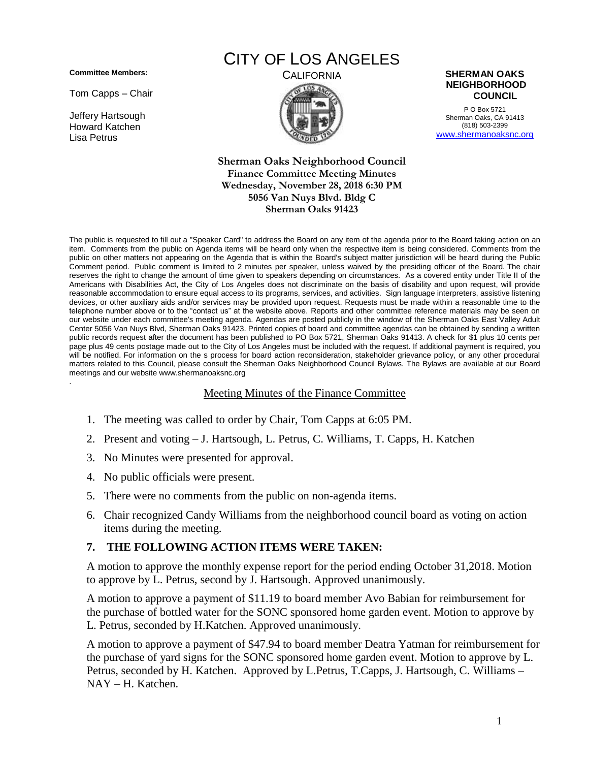**Committee Members:**

Tom Capps – Chair

Jeffery Hartsough
Howard Katchen
Lisa Petrus

# CITY OF LOS ANGELES

CALIFORNIA

**SHERMAN OAKS NEIGHBORHOOD COUNCIL**

P O Box 5721
Sherman Oaks, CA 91413
(818) 503-2399
www.shermanoaksnc.org

**Sherman Oaks Neighborhood Council**
**Finance Committee Meeting Minutes**
**Wednesday, November 28, 2018 6:30 PM**
**5056 Van Nuys Blvd. Bldg C**
**Sherman Oaks 91423**

The public is requested to fill out a "Speaker Card" to address the Board on any item of the agenda prior to the Board taking action on an item. Comments from the public on Agenda items will be heard only when the respective item is being considered. Comments from the public on other matters not appearing on the Agenda that is within the Board's subject matter jurisdiction will be heard during the Public Comment period. Public comment is limited to 2 minutes per speaker, unless waived by the presiding officer of the Board. The chair reserves the right to change the amount of time given to speakers depending on circumstances. As a covered entity under Title II of the Americans with Disabilities Act, the City of Los Angeles does not discriminate on the basis of disability and upon request, will provide reasonable accommodation to ensure equal access to its programs, services, and activities. Sign language interpreters, assistive listening devices, or other auxiliary aids and/or services may be provided upon request. Requests must be made within a reasonable time to the telephone number above or to the "contact us" at the website above. Reports and other committee reference materials may be seen on our website under each committee's meeting agenda. Agendas are posted publicly in the window of the Sherman Oaks East Valley Adult Center 5056 Van Nuys Blvd, Sherman Oaks 91423. Printed copies of board and committee agendas can be obtained by sending a written public records request after the document has been published to PO Box 5721, Sherman Oaks 91413. A check for $1 plus 10 cents per page plus 49 cents postage made out to the City of Los Angeles must be included with the request. If additional payment is required, you will be notified. For information on the s process for board action reconsideration, stakeholder grievance policy, or any other procedural matters related to this Council, please consult the Sherman Oaks Neighborhood Council Bylaws. The Bylaws are available at our Board meetings and our website www.shermanoaksnc.org

## Meeting Minutes of the Finance Committee

1. The meeting was called to order by Chair, Tom Capps at 6:05 PM.
2. Present and voting – J. Hartsough, L. Petrus, C. Williams, T. Capps, H. Katchen
3. No Minutes were presented for approval.
4. No public officials were present.
5. There were no comments from the public on non-agenda items.
6. Chair recognized Candy Williams from the neighborhood council board as voting on action items during the meeting.

### 7. THE FOLLOWING ACTION ITEMS WERE TAKEN:

A motion to approve the monthly expense report for the period ending October 31,2018. Motion to approve by L. Petrus, second by J. Hartsough. Approved unanimously.

A motion to approve a payment of $11.19 to board member Avo Babian for reimbursement for the purchase of bottled water for the SONC sponsored home garden event. Motion to approve by L. Petrus, seconded by H.Katchen. Approved unanimously.

A motion to approve a payment of $47.94 to board member Deatra Yatman for reimbursement for the purchase of yard signs for the SONC sponsored home garden event. Motion to approve by L. Petrus, seconded by H. Katchen. Approved by L.Petrus, T.Capps, J. Hartsough, C. Williams – NAY – H. Katchen.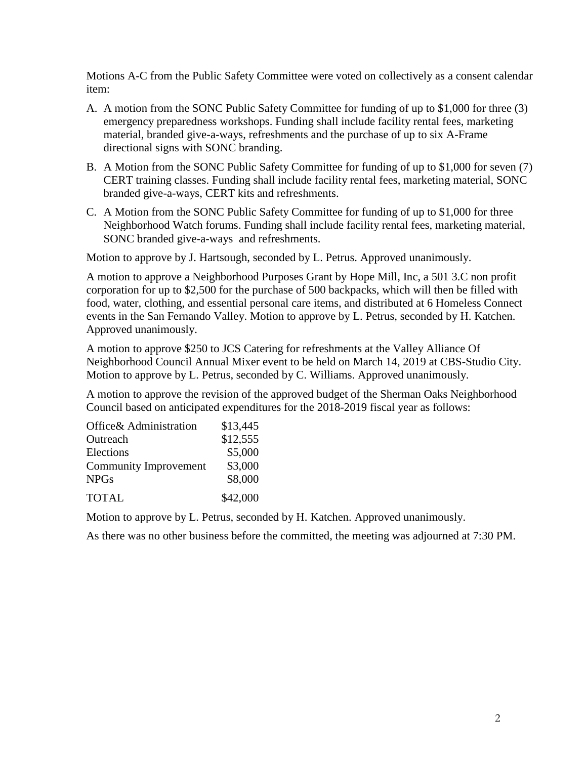Motions A-C from the Public Safety Committee were voted on collectively as a consent calendar item:

A. A motion from the SONC Public Safety Committee for funding of up to $1,000 for three (3) emergency preparedness workshops. Funding shall include facility rental fees, marketing material, branded give-a-ways, refreshments and the purchase of up to six A-Frame directional signs with SONC branding.

B. A Motion from the SONC Public Safety Committee for funding of up to $1,000 for seven (7) CERT training classes. Funding shall include facility rental fees, marketing material, SONC branded give-a-ways, CERT kits and refreshments.

C. A Motion from the SONC Public Safety Committee for funding of up to $1,000 for three Neighborhood Watch forums. Funding shall include facility rental fees, marketing material, SONC branded give-a-ways and refreshments.

Motion to approve by J. Hartsough, seconded by L. Petrus. Approved unanimously.

A motion to approve a Neighborhood Purposes Grant by Hope Mill, Inc, a 501 3.C non profit corporation for up to $2,500 for the purchase of 500 backpacks, which will then be filled with food, water, clothing, and essential personal care items, and distributed at 6 Homeless Connect events in the San Fernando Valley. Motion to approve by L. Petrus, seconded by H. Katchen. Approved unanimously.

A motion to approve $250 to JCS Catering for refreshments at the Valley Alliance Of Neighborhood Council Annual Mixer event to be held on March 14, 2019 at CBS-Studio City. Motion to approve by L. Petrus, seconded by C. Williams. Approved unanimously.

A motion to approve the revision of the approved budget of the Sherman Oaks Neighborhood Council based on anticipated expenditures for the 2018-2019 fiscal year as follows:

| | |
|---|---|
| Office& Administration | $13,445 |
| Outreach | $12,555 |
| Elections | $5,000 |
| Community Improvement | $3,000 |
| NPGs | $8,000 |
| TOTAL | $42,000 |

Motion to approve by L. Petrus, seconded by H. Katchen. Approved unanimously.

As there was no other business before the committed, the meeting was adjourned at 7:30 PM.